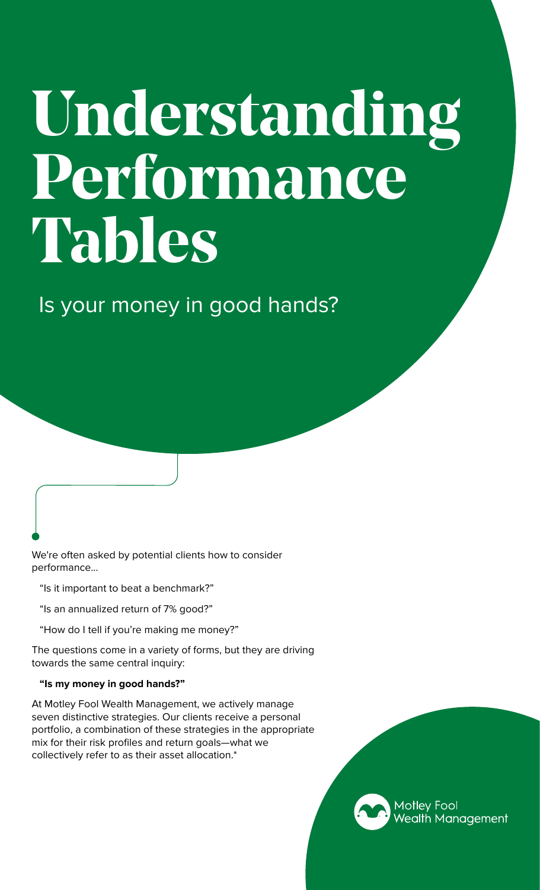# Understanding Performance Tables

Is your money in good hands?

We're often asked by potential clients how to consider performance...

"Is it important to beat a benchmark?"

"Is an annualized return of 7% good?"

"How do I tell if you're making me money?"

The questions come in a variety of forms, but they are driving towards the same central inquiry:

**"Is my money in good hands?"**

At Motley Fool Wealth Management, we actively manage seven distinctive strategies. Our clients receive a personal portfolio, a combination of these strategies in the appropriate mix for their risk profiles and return goals—what we collectively refer to as their asset allocation.*

Motley Fool Wealth Management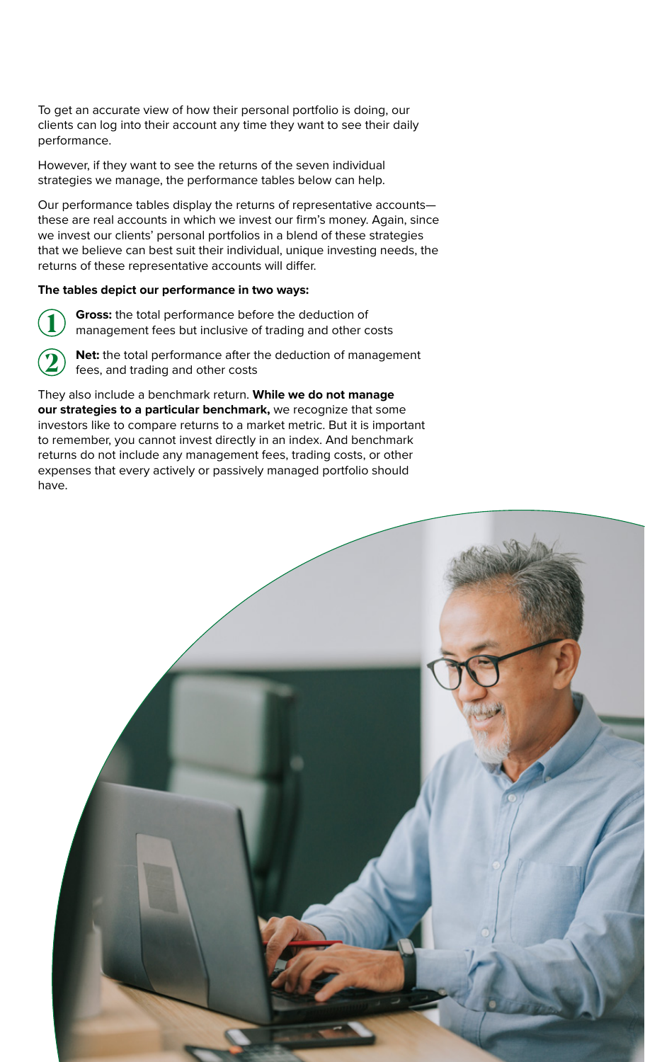To get an accurate view of how their personal portfolio is doing, our clients can log into their account any time they want to see their daily performance.

However, if they want to see the returns of the seven individual strategies we manage, the performance tables below can help.

Our performance tables display the returns of representative accounts—these are real accounts in which we invest our firm's money. Again, since we invest our clients' personal portfolios in a blend of these strategies that we believe can best suit their individual, unique investing needs, the returns of these representative accounts will differ.

**The tables depict our performance in two ways:**

1. **Gross:** the total performance before the deduction of management fees but inclusive of trading and other costs
2. **Net:** the total performance after the deduction of management fees, and trading and other costs

They also include a benchmark return. **While we do not manage our strategies to a particular benchmark,** we recognize that some investors like to compare returns to a market metric. But it is important to remember, you cannot invest directly in an index. And benchmark returns do not include any management fees, trading costs, or other expenses that every actively or passively managed portfolio should have.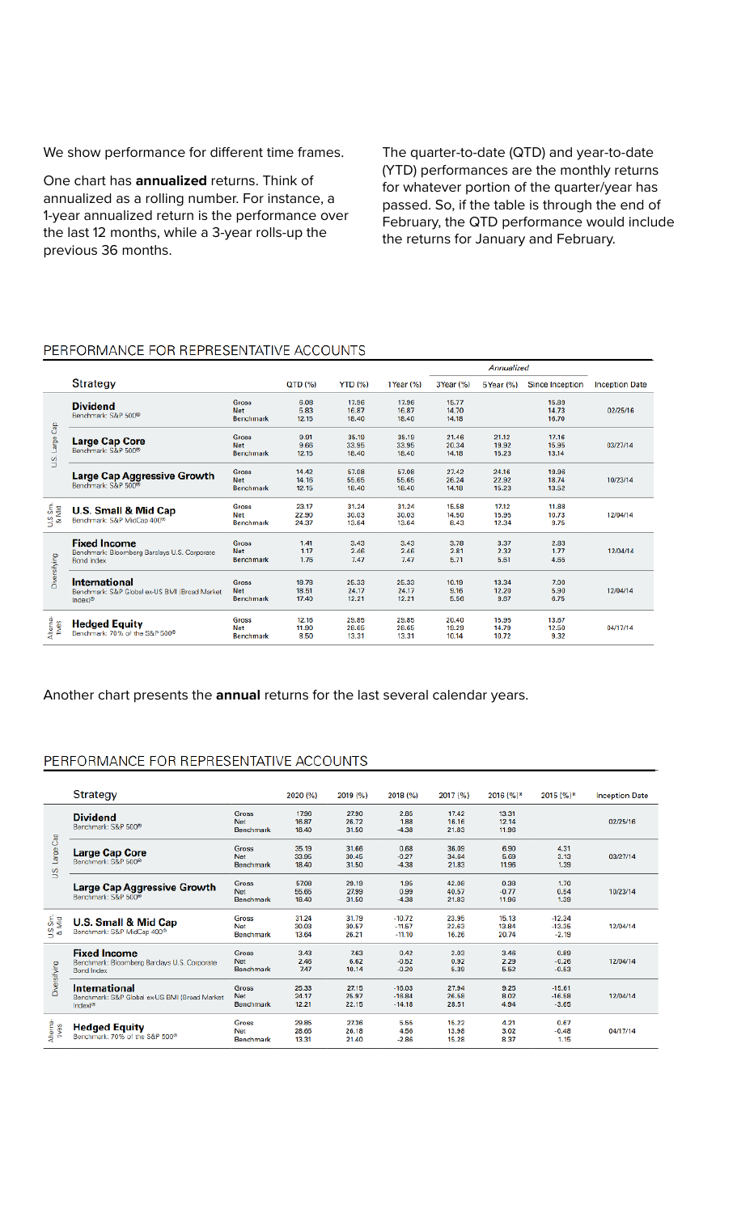We show performance for different time frames.

One chart has **annualized** returns. Think of annualized as a rolling number. For instance, a 1-year annualized return is the performance over the last 12 months, while a 3-year rolls-up the previous 36 months.

The quarter-to-date (QTD) and year-to-date (YTD) performances are the monthly returns for whatever portion of the quarter/year has passed. So, if the table is through the end of February, the QTD performance would include the returns for January and February.

## PERFORMANCE FOR REPRESENTATIVE ACCOUNTS

| | Strategy | | QTD (%) | YTD (%) | 1Year (%) | *Annualized* | | | Inception Date |
|---|---|---|---|---|---|---|---|---|---|
| | | | | | | 3Year (%) | 5Year (%) | Since Inception | |
| U.S. Large Cap | **Dividend**<br>Benchmark: S&P 500® | Gross<br>Net<br>Benchmark | 6.08<br>5.83<br>12.15 | 17.96<br>16.87<br>18.40 | 17.96<br>16.87<br>18.40 | 15.77<br>14.70<br>14.18 | | 15.89<br>14.73<br>16.70 | 02/25/16 |
| U.S. Large Cap | **Large Cap Core**<br>Benchmark: S&P 500® | Gross<br>Net<br>Benchmark | 9.91<br>9.66<br>12.15 | 35.19<br>33.95<br>18.40 | 35.19<br>33.95<br>18.40 | 21.46<br>20.34<br>14.18 | 21.12<br>19.92<br>15.23 | 17.16<br>15.95<br>13.14 | 03/27/14 |
| U.S. Large Cap | **Large Cap Aggressive Growth**<br>Benchmark: S&P 500® | Gross<br>Net<br>Benchmark | 14.42<br>14.16<br>12.15 | 57.08<br>55.65<br>18.40 | 57.08<br>55.65<br>18.40 | 27.42<br>26.24<br>14.18 | 24.16<br>22.92<br>15.23 | 19.96<br>18.74<br>13.52 | 10/23/14 |
| U.S Sm. & Mid | **U.S. Small & Mid Cap**<br>Benchmark: S&P MidCap 400® | Gross<br>Net<br>Benchmark | 23.17<br>22.90<br>24.37 | 31.24<br>30.03<br>13.64 | 31.24<br>30.03<br>13.64 | 15.58<br>14.50<br>8.43 | 17.12<br>15.95<br>12.34 | 11.88<br>10.73<br>9.75 | 12/04/14 |
| Diversifying | **Fixed Income**<br>Benchmark: Bloomberg Barclays U.S. Corporate Bond Index | Gross<br>Net<br>Benchmark | 1.41<br>1.17<br>1.75 | 3.43<br>2.46<br>7.47 | 3.43<br>2.46<br>7.47 | 3.78<br>2.81<br>5.71 | 3.37<br>2.32<br>5.51 | 2.83<br>1.77<br>4.55 | 12/04/14 |
| Diversifying | **International**<br>Benchmark: S&P Global ex-US BMI (Broad Market Index)® | Gross<br>Net<br>Benchmark | 18.79<br>18.51<br>17.40 | 25.33<br>24.17<br>12.21 | 25.33<br>24.17<br>12.21 | 10.19<br>9.16<br>5.56 | 13.34<br>12.20<br>9.67 | 7.00<br>5.90<br>6.75 | 12/04/14 |
| Alternatives | **Hedged Equity**<br>Benchmark: 70% of the S&P 500® | Gross<br>Net<br>Benchmark | 12.16<br>11.90<br>8.50 | 29.85<br>28.65<br>13.31 | 29.85<br>28.65<br>13.31 | 20.40<br>19.29<br>10.14 | 15.95<br>14.79<br>10.72 | 13.67<br>12.50<br>9.32 | 04/17/14 |

Another chart presents the **annual** returns for the last several calendar years.

## PERFORMANCE FOR REPRESENTATIVE ACCOUNTS

| | Strategy | | 2020 (%) | 2019 (%) | 2018 (%) | 2017 (%) | 2016 (%)* | 2015 (%)* | Inception Date |
|---|---|---|---|---|---|---|---|---|---|
| US Large Cap | **Dividend**<br>Benchmark: S&P 500® | Gross<br>Net<br>Benchmark | 17.96<br>16.87<br>18.40 | 27.90<br>26.72<br>31.50 | 2.85<br>1.88<br>-4.38 | 17.42<br>16.16<br>21.83 | 13.31<br>12.14<br>11.96 | | 02/25/16 |
| US Large Cap | **Large Cap Core**<br>Benchmark: S&P 500® | Gross<br>Net<br>Benchmark | 35.19<br>33.95<br>18.40 | 31.66<br>30.45<br>31.50 | 0.68<br>-0.27<br>-4.38 | 36.09<br>34.64<br>21.83 | 6.90<br>5.69<br>11.96 | 4.31<br>3.13<br>1.39 | 03/27/14 |
| US Large Cap | **Large Cap Aggressive Growth**<br>Benchmark: S&P 500® | Gross<br>Net<br>Benchmark | 57.08<br>55.65<br>18.40 | 29.19<br>27.99<br>31.50 | 1.95<br>0.99<br>-4.38 | 42.06<br>40.57<br>21.83 | 0.39<br>-0.77<br>11.96 | 1.70<br>0.54<br>1.39 | 10/23/14 |
| US Sm. & Mid | **U.S. Small & Mid Cap**<br>Benchmark: S&P MidCap 400® | Gross<br>Net<br>Benchmark | 31.24<br>30.03<br>13.64 | 31.79<br>30.57<br>26.21 | -10.72<br>-11.57<br>-11.10 | 23.95<br>22.63<br>16.26 | 15.13<br>13.84<br>20.74 | -12.34<br>-13.35<br>-2.19 | 12/04/14 |
| Diversifying | **Fixed Income**<br>Benchmark: Bloomberg Barclays U.S. Corporate Bond Index | Gross<br>Net<br>Benchmark | 3.43<br>2.46<br>7.47 | 7.63<br>6.62<br>10.14 | 0.42<br>-0.52<br>-0.20 | 2.03<br>0.92<br>6.39 | 3.46<br>2.29<br>5.52 | 0.89<br>-0.26<br>-0.53 | 12/04/14 |
| Diversifying | **International**<br>Benchmark: S&P Global ex-US BMI (Broad Market Index)® | Gross<br>Net<br>Benchmark | 25.33<br>24.17<br>12.21 | 27.15<br>25.97<br>22.15 | -16.03<br>-16.84<br>-14.18 | 27.94<br>26.58<br>28.51 | 9.25<br>8.02<br>4.94 | -15.61<br>-16.58<br>-3.65 | 12/04/14 |
| Alternatives | **Hedged Equity**<br>Benchmark: 70% of the S&P 500® | Gross<br>Net<br>Benchmark | 29.85<br>28.65<br>13.31 | 27.36<br>26.18<br>21.40 | 5.55<br>4.56<br>-2.86 | 15.22<br>13.98<br>15.28 | 4.21<br>3.02<br>8.37 | 0.67<br>-0.48<br>1.15 | 04/17/14 |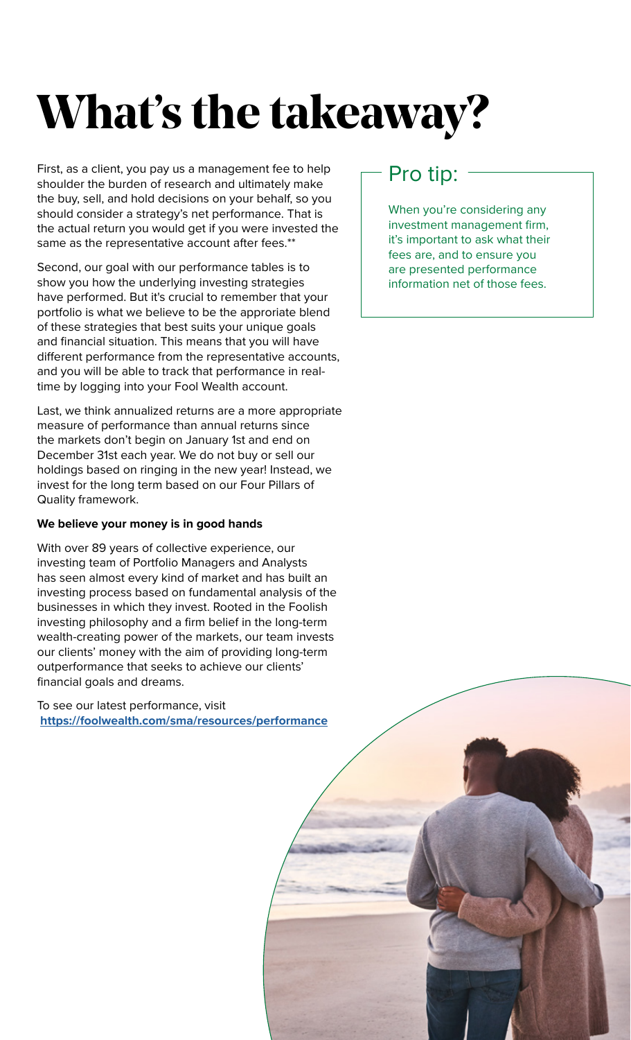# What's the takeaway?

First, as a client, you pay us a management fee to help shoulder the burden of research and ultimately make the buy, sell, and hold decisions on your behalf, so you should consider a strategy's net performance. That is the actual return you would get if you were invested the same as the representative account after fees.**

Second, our goal with our performance tables is to show you how the underlying investing strategies have performed. But it's crucial to remember that your portfolio is what we believe to be the approriate blend of these strategies that best suits your unique goals and financial situation. This means that you will have different performance from the representative accounts, and you will be able to track that performance in real-time by logging into your Fool Wealth account.

Last, we think annualized returns are a more appropriate measure of performance than annual returns since the markets don't begin on January 1st and end on December 31st each year. We do not buy or sell our holdings based on ringing in the new year! Instead, we invest for the long term based on our Four Pillars of Quality framework.

**We believe your money is in good hands**

With over 89 years of collective experience, our investing team of Portfolio Managers and Analysts has seen almost every kind of market and has built an investing process based on fundamental analysis of the businesses in which they invest. Rooted in the Foolish investing philosophy and a firm belief in the long-term wealth-creating power of the markets, our team invests our clients' money with the aim of providing long-term outperformance that seeks to achieve our clients' financial goals and dreams.

To see our latest performance, visit **https://foolwealth.com/sma/resources/performance**

## Pro tip:

When you're considering any investment management firm, it's important to ask what their fees are, and to ensure you are presented performance information net of those fees.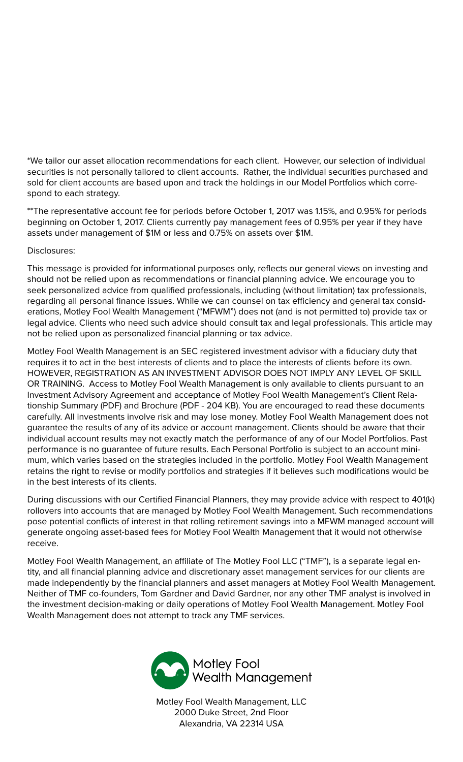*We tailor our asset allocation recommendations for each client. However, our selection of individual securities is not personally tailored to client accounts. Rather, the individual securities purchased and sold for client accounts are based upon and track the holdings in our Model Portfolios which correspond to each strategy.

**The representative account fee for periods before October 1, 2017 was 1.15%, and 0.95% for periods beginning on October 1, 2017. Clients currently pay management fees of 0.95% per year if they have assets under management of $1M or less and 0.75% on assets over $1M.

Disclosures:

This message is provided for informational purposes only, reflects our general views on investing and should not be relied upon as recommendations or financial planning advice. We encourage you to seek personalized advice from qualified professionals, including (without limitation) tax professionals, regarding all personal finance issues. While we can counsel on tax efficiency and general tax considerations, Motley Fool Wealth Management ("MFWM") does not (and is not permitted to) provide tax or legal advice. Clients who need such advice should consult tax and legal professionals. This article may not be relied upon as personalized financial planning or tax advice.

Motley Fool Wealth Management is an SEC registered investment advisor with a fiduciary duty that requires it to act in the best interests of clients and to place the interests of clients before its own. HOWEVER, REGISTRATION AS AN INVESTMENT ADVISOR DOES NOT IMPLY ANY LEVEL OF SKILL OR TRAINING. Access to Motley Fool Wealth Management is only available to clients pursuant to an Investment Advisory Agreement and acceptance of Motley Fool Wealth Management's Client Relationship Summary (PDF) and Brochure (PDF - 204 KB). You are encouraged to read these documents carefully. All investments involve risk and may lose money. Motley Fool Wealth Management does not guarantee the results of any of its advice or account management. Clients should be aware that their individual account results may not exactly match the performance of any of our Model Portfolios. Past performance is no guarantee of future results. Each Personal Portfolio is subject to an account minimum, which varies based on the strategies included in the portfolio. Motley Fool Wealth Management retains the right to revise or modify portfolios and strategies if it believes such modifications would be in the best interests of its clients.

During discussions with our Certified Financial Planners, they may provide advice with respect to 401(k) rollovers into accounts that are managed by Motley Fool Wealth Management. Such recommendations pose potential conflicts of interest in that rolling retirement savings into a MFWM managed account will generate ongoing asset-based fees for Motley Fool Wealth Management that it would not otherwise receive.

Motley Fool Wealth Management, an affiliate of The Motley Fool LLC ("TMF"), is a separate legal entity, and all financial planning advice and discretionary asset management services for our clients are made independently by the financial planners and asset managers at Motley Fool Wealth Management. Neither of TMF co-founders, Tom Gardner and David Gardner, nor any other TMF analyst is involved in the investment decision-making or daily operations of Motley Fool Wealth Management. Motley Fool Wealth Management does not attempt to track any TMF services.

Motley Fool Wealth Management

Motley Fool Wealth Management, LLC
2000 Duke Street, 2nd Floor
Alexandria, VA 22314 USA